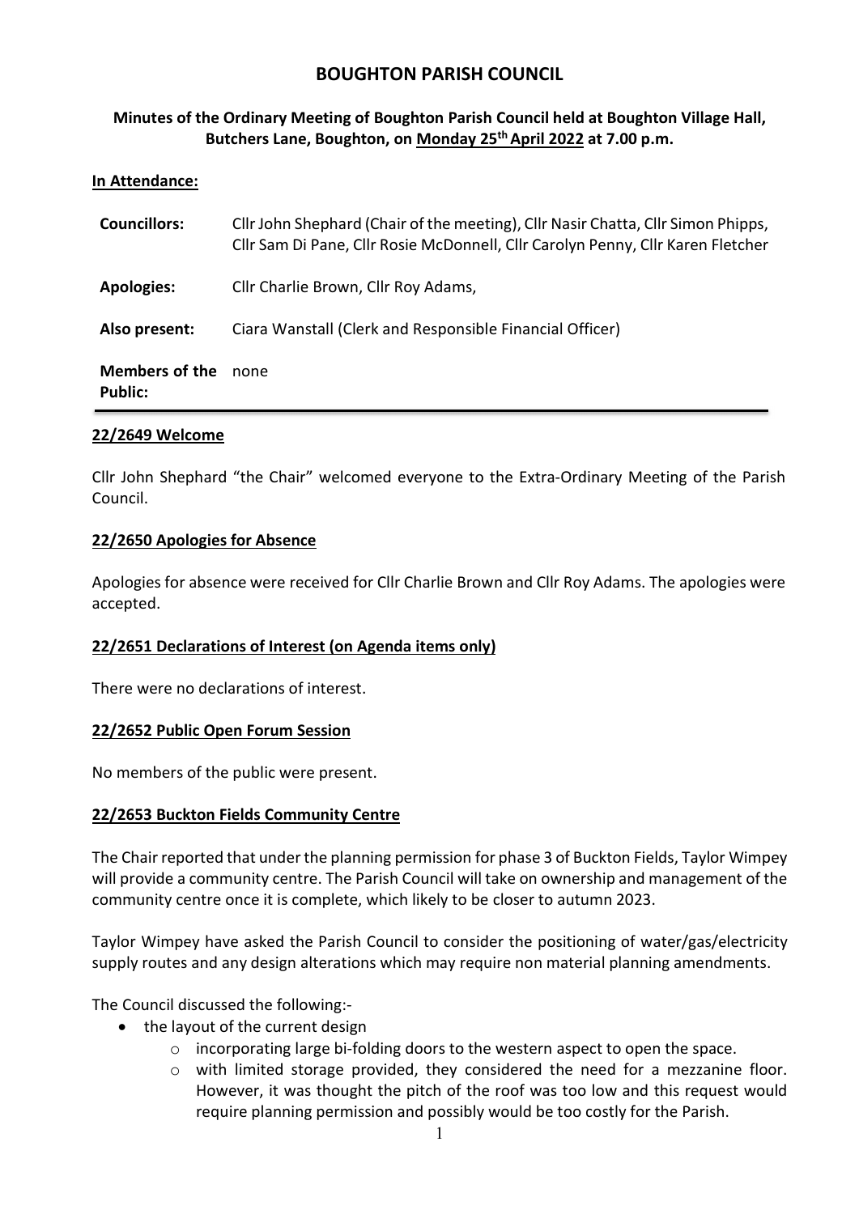# BOUGHTON PARISH COUNCIL

## Minutes of the Ordinary Meeting of Boughton Parish Council held at Boughton Village Hall, Butchers Lane, Boughton, on Monday 25[th] April 2022 at 7.00 p.m.

**In Attendance:**

| | |
|---|---|
| **Councillors:** | Cllr John Shephard (Chair of the meeting), Cllr Nasir Chatta, Cllr Simon Phipps, Cllr Sam Di Pane, Cllr Rosie McDonnell, Cllr Carolyn Penny, Cllr Karen Fletcher |
| **Apologies:** | Cllr Charlie Brown, Cllr Roy Adams, |
| **Also present:** | Ciara Wanstall (Clerk and Responsible Financial Officer) |
| **Members of the Public:** | none |

### 22/2649 Welcome

Cllr John Shephard "the Chair" welcomed everyone to the Extra-Ordinary Meeting of the Parish Council.

### 22/2650 Apologies for Absence

Apologies for absence were received for Cllr Charlie Brown and Cllr Roy Adams. The apologies were accepted.

### 22/2651 Declarations of Interest (on Agenda items only)

There were no declarations of interest.

### 22/2652 Public Open Forum Session

No members of the public were present.

### 22/2653 Buckton Fields Community Centre

The Chair reported that under the planning permission for phase 3 of Buckton Fields, Taylor Wimpey will provide a community centre. The Parish Council will take on ownership and management of the community centre once it is complete, which likely to be closer to autumn 2023.

Taylor Wimpey have asked the Parish Council to consider the positioning of water/gas/electricity supply routes and any design alterations which may require non material planning amendments.

The Council discussed the following:-

- the layout of the current design
  - incorporating large bi-folding doors to the western aspect to open the space.
  - with limited storage provided, they considered the need for a mezzanine floor. However, it was thought the pitch of the roof was too low and this request would require planning permission and possibly would be too costly for the Parish.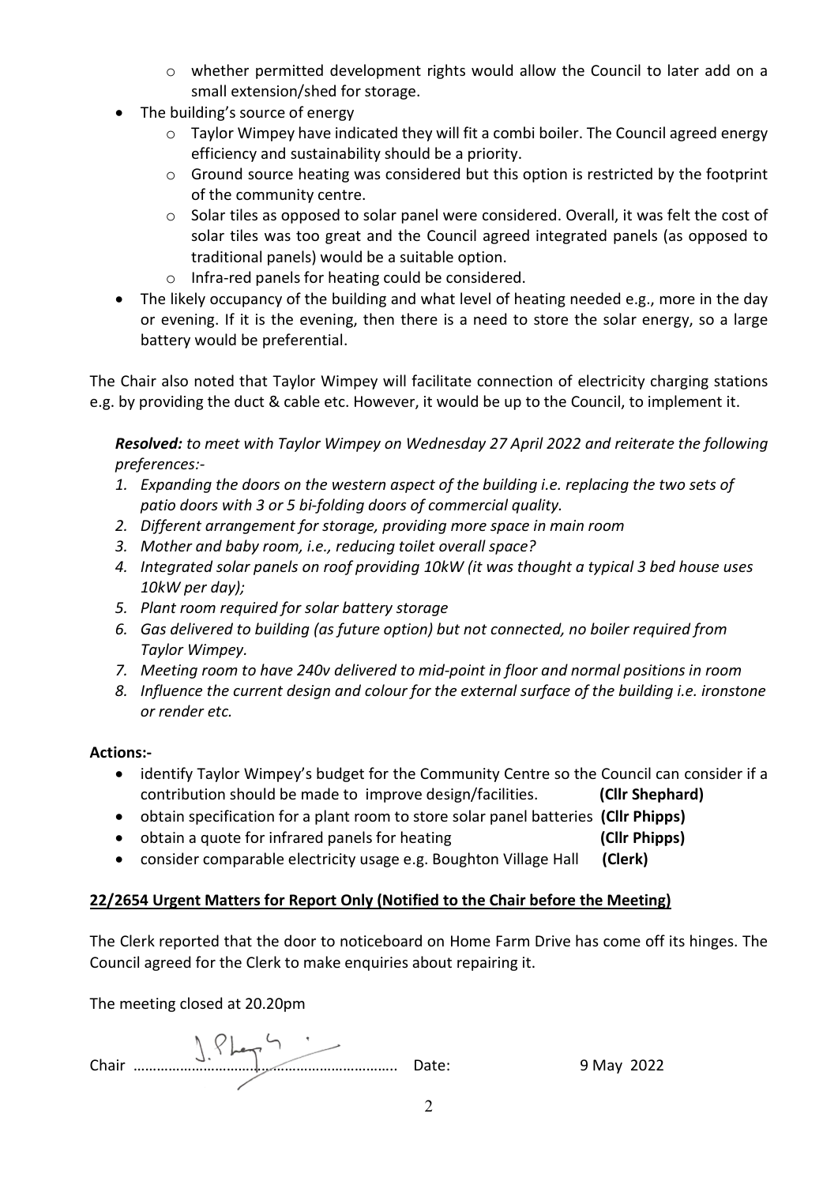- whether permitted development rights would allow the Council to later add on a small extension/shed for storage.
- The building's source of energy
  - Taylor Wimpey have indicated they will fit a combi boiler. The Council agreed energy efficiency and sustainability should be a priority.
  - Ground source heating was considered but this option is restricted by the footprint of the community centre.
  - Solar tiles as opposed to solar panel were considered. Overall, it was felt the cost of solar tiles was too great and the Council agreed integrated panels (as opposed to traditional panels) would be a suitable option.
  - Infra-red panels for heating could be considered.
- The likely occupancy of the building and what level of heating needed e.g., more in the day or evening. If it is the evening, then there is a need to store the solar energy, so a large battery would be preferential.

The Chair also noted that Taylor Wimpey will facilitate connection of electricity charging stations e.g. by providing the duct & cable etc. However, it would be up to the Council, to implement it.

***Resolved:*** *to meet with Taylor Wimpey on Wednesday 27 April 2022 and reiterate the following preferences:-*

1. *Expanding the doors on the western aspect of the building i.e. replacing the two sets of patio doors with 3 or 5 bi-folding doors of commercial quality.*
2. *Different arrangement for storage, providing more space in main room*
3. *Mother and baby room, i.e., reducing toilet overall space?*
4. *Integrated solar panels on roof providing 10kW (it was thought a typical 3 bed house uses 10kW per day);*
5. *Plant room required for solar battery storage*
6. *Gas delivered to building (as future option) but not connected, no boiler required from Taylor Wimpey.*
7. *Meeting room to have 240v delivered to mid-point in floor and normal positions in room*
8. *Influence the current design and colour for the external surface of the building i.e. ironstone or render etc.*

**Actions:-**

- identify Taylor Wimpey's budget for the Community Centre so the Council can consider if a contribution should be made to improve design/facilities. **(Cllr Shephard)**
- obtain specification for a plant room to store solar panel batteries **(Cllr Phipps)**
- obtain a quote for infrared panels for heating **(Cllr Phipps)**
- consider comparable electricity usage e.g. Boughton Village Hall **(Clerk)**

**22/2654 Urgent Matters for Report Only (Notified to the Chair before the Meeting)**

The Clerk reported that the door to noticeboard on Home Farm Drive has come off its hinges. The Council agreed for the Clerk to make enquiries about repairing it.

The meeting closed at 20.20pm

Chair …………………………………………………………. Date: 9 May 2022